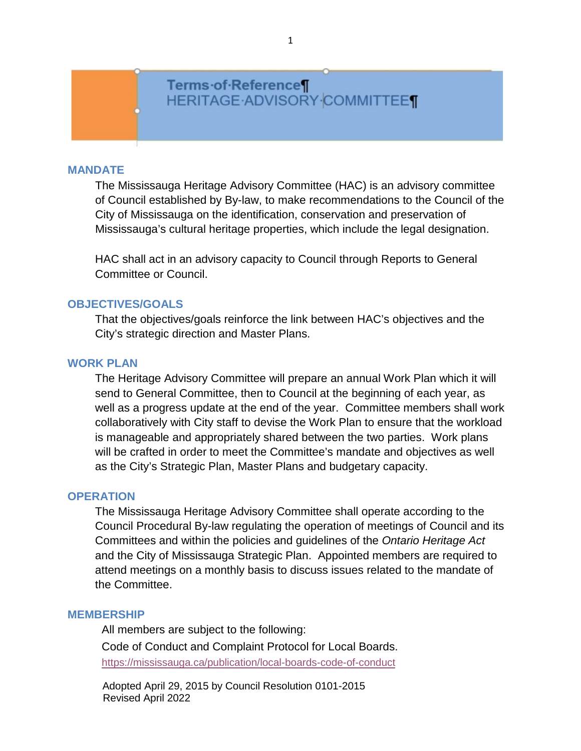# Terms of Reference
## HERITAGE ADVISORY COMMITTEE

### MANDATE

The Mississauga Heritage Advisory Committee (HAC) is an advisory committee of Council established by By-law, to make recommendations to the Council of the City of Mississauga on the identification, conservation and preservation of Mississauga's cultural heritage properties, which include the legal designation.

HAC shall act in an advisory capacity to Council through Reports to General Committee or Council.

### OBJECTIVES/GOALS

That the objectives/goals reinforce the link between HAC's objectives and the City's strategic direction and Master Plans.

### WORK PLAN

The Heritage Advisory Committee will prepare an annual Work Plan which it will send to General Committee, then to Council at the beginning of each year, as well as a progress update at the end of the year. Committee members shall work collaboratively with City staff to devise the Work Plan to ensure that the workload is manageable and appropriately shared between the two parties. Work plans will be crafted in order to meet the Committee's mandate and objectives as well as the City's Strategic Plan, Master Plans and budgetary capacity.

### OPERATION

The Mississauga Heritage Advisory Committee shall operate according to the Council Procedural By-law regulating the operation of meetings of Council and its Committees and within the policies and guidelines of the *Ontario Heritage Act* and the City of Mississauga Strategic Plan. Appointed members are required to attend meetings on a monthly basis to discuss issues related to the mandate of the Committee.

### MEMBERSHIP

All members are subject to the following:

Code of Conduct and Complaint Protocol for Local Boards.
https://mississauga.ca/publication/local-boards-code-of-conduct

Adopted April 29, 2015 by Council Resolution 0101-2015
Revised April 2022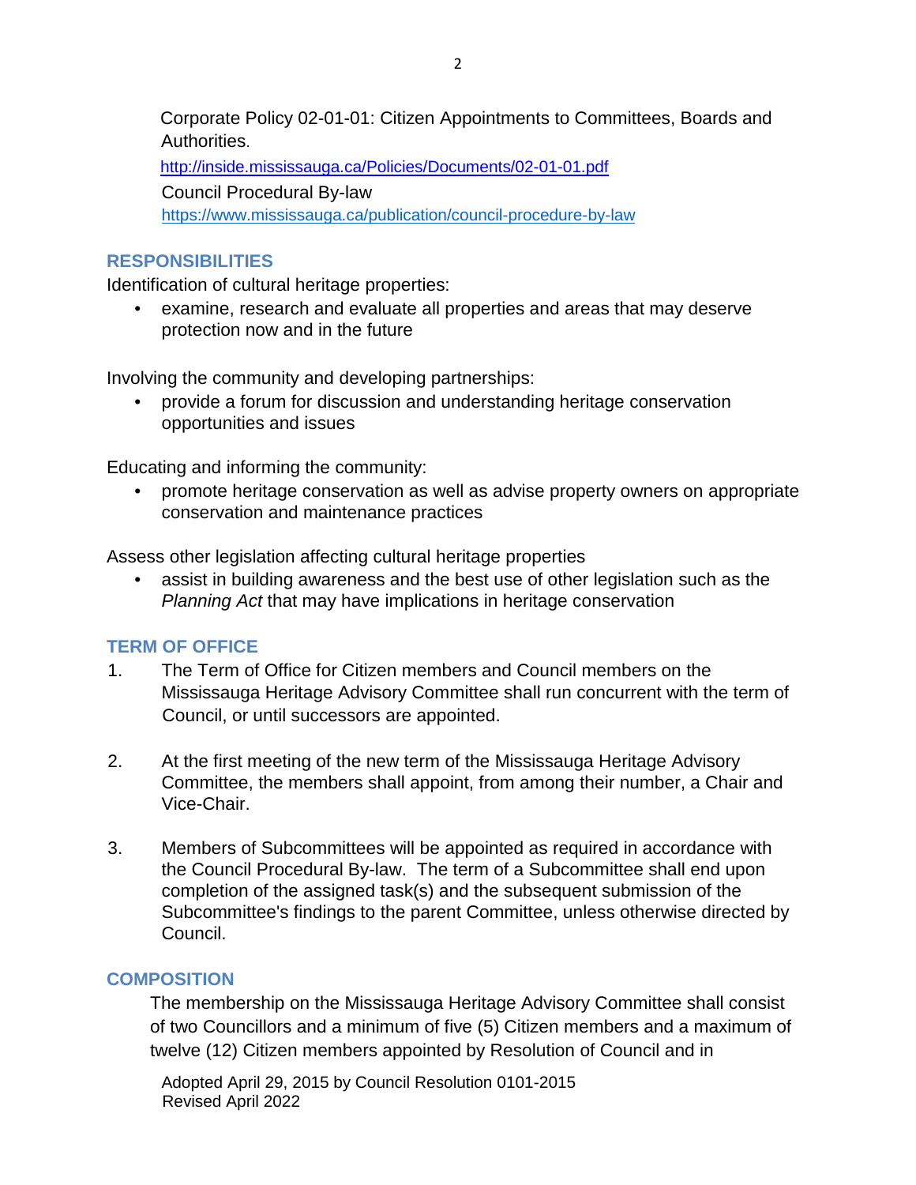Corporate Policy 02-01-01: Citizen Appointments to Committees, Boards and Authorities.

http://inside.mississauga.ca/Policies/Documents/02-01-01.pdf

Council Procedural By-law

https://www.mississauga.ca/publication/council-procedure-by-law

## RESPONSIBILITIES

Identification of cultural heritage properties:

- examine, research and evaluate all properties and areas that may deserve protection now and in the future

Involving the community and developing partnerships:

- provide a forum for discussion and understanding heritage conservation opportunities and issues

Educating and informing the community:

- promote heritage conservation as well as advise property owners on appropriate conservation and maintenance practices

Assess other legislation affecting cultural heritage properties

- assist in building awareness and the best use of other legislation such as the *Planning Act* that may have implications in heritage conservation

## TERM OF OFFICE

1. The Term of Office for Citizen members and Council members on the Mississauga Heritage Advisory Committee shall run concurrent with the term of Council, or until successors are appointed.

2. At the first meeting of the new term of the Mississauga Heritage Advisory Committee, the members shall appoint, from among their number, a Chair and Vice-Chair.

3. Members of Subcommittees will be appointed as required in accordance with the Council Procedural By-law. The term of a Subcommittee shall end upon completion of the assigned task(s) and the subsequent submission of the Subcommittee's findings to the parent Committee, unless otherwise directed by Council.

## COMPOSITION

The membership on the Mississauga Heritage Advisory Committee shall consist of two Councillors and a minimum of five (5) Citizen members and a maximum of twelve (12) Citizen members appointed by Resolution of Council and in

Adopted April 29, 2015 by Council Resolution 0101-2015
Revised April 2022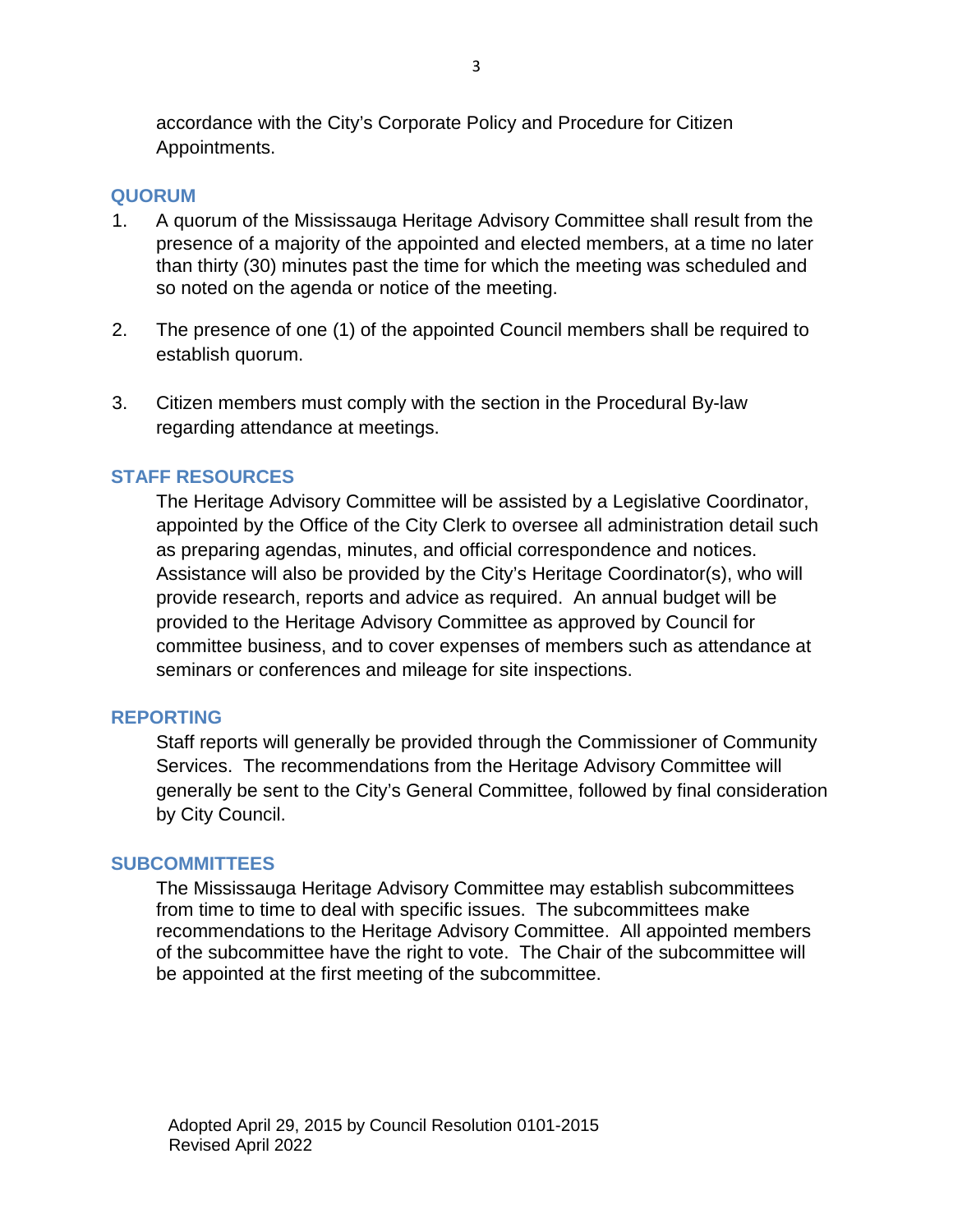accordance with the City's Corporate Policy and Procedure for Citizen Appointments.

## QUORUM

1. A quorum of the Mississauga Heritage Advisory Committee shall result from the presence of a majority of the appointed and elected members, at a time no later than thirty (30) minutes past the time for which the meeting was scheduled and so noted on the agenda or notice of the meeting.

2. The presence of one (1) of the appointed Council members shall be required to establish quorum.

3. Citizen members must comply with the section in the Procedural By-law regarding attendance at meetings.

## STAFF RESOURCES

The Heritage Advisory Committee will be assisted by a Legislative Coordinator, appointed by the Office of the City Clerk to oversee all administration detail such as preparing agendas, minutes, and official correspondence and notices. Assistance will also be provided by the City's Heritage Coordinator(s), who will provide research, reports and advice as required. An annual budget will be provided to the Heritage Advisory Committee as approved by Council for committee business, and to cover expenses of members such as attendance at seminars or conferences and mileage for site inspections.

## REPORTING

Staff reports will generally be provided through the Commissioner of Community Services. The recommendations from the Heritage Advisory Committee will generally be sent to the City's General Committee, followed by final consideration by City Council.

## SUBCOMMITTEES

The Mississauga Heritage Advisory Committee may establish subcommittees from time to time to deal with specific issues. The subcommittees make recommendations to the Heritage Advisory Committee. All appointed members of the subcommittee have the right to vote. The Chair of the subcommittee will be appointed at the first meeting of the subcommittee.

Adopted April 29, 2015 by Council Resolution 0101-2015
Revised April 2022